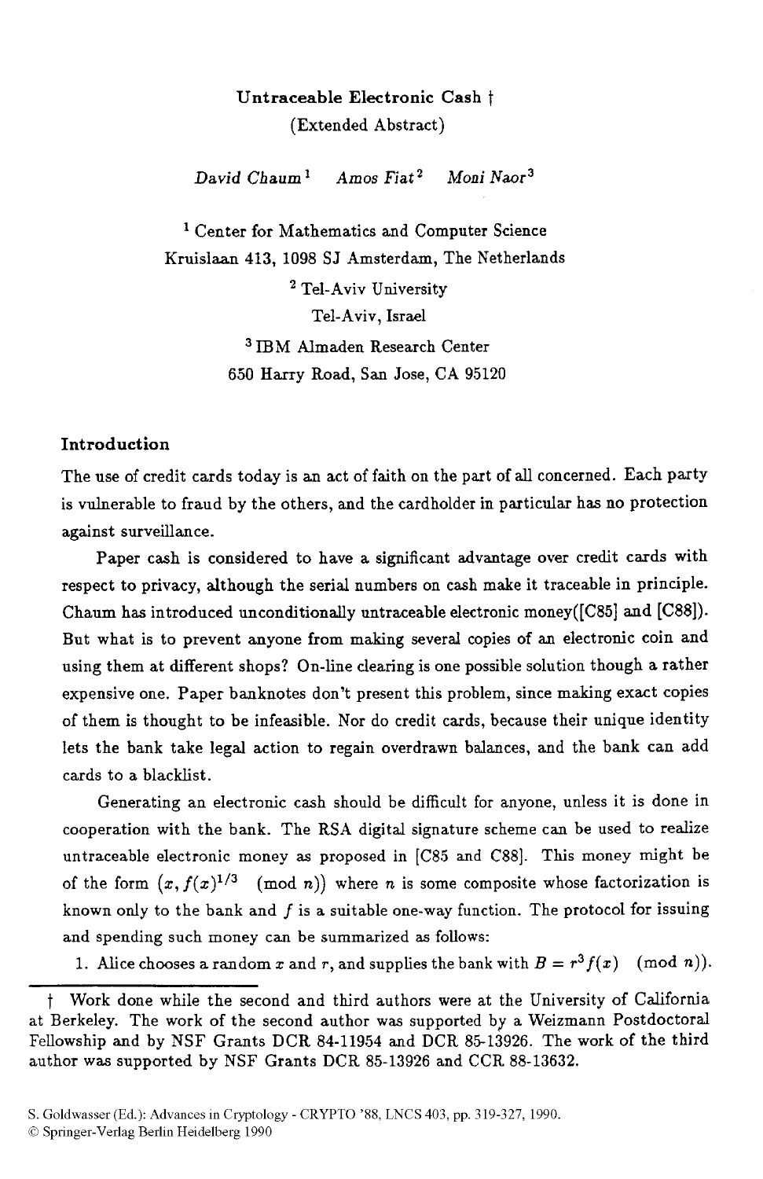# Untraceable Electronic Cash †

(Extended Abstract)

*David Chaum*[1] *Amos Fiat*[2] *Moni Naor*[3]

[1] Center for Mathematics and Computer Science
Kruislaan 413, 1098 SJ Amsterdam, The Netherlands

[2] Tel-Aviv University
Tel-Aviv, Israel

[3] IBM Almaden Research Center
650 Harry Road, San Jose, CA 95120

## Introduction

The use of credit cards today is an act of faith on the part of all concerned. Each party is vulnerable to fraud by the others, and the cardholder in particular has no protection against surveillance.

Paper cash is considered to have a significant advantage over credit cards with respect to privacy, although the serial numbers on cash make it traceable in principle. Chaum has introduced unconditionally untraceable electronic money([C85] and [C88]). But what is to prevent anyone from making several copies of an electronic coin and using them at different shops? On-line clearing is one possible solution though a rather expensive one. Paper banknotes don't present this problem, since making exact copies of them is thought to be infeasible. Nor do credit cards, because their unique identity lets the bank take legal action to regain overdrawn balances, and the bank can add cards to a blacklist.

Generating an electronic cash should be difficult for anyone, unless it is done in cooperation with the bank. The RSA digital signature scheme can be used to realize untraceable electronic money as proposed in [C85 and C88]. This money might be of the form $(x, f(x)^{1/3} \pmod{n})$ where $n$ is some composite whose factorization is known only to the bank and $f$ is a suitable one-way function. The protocol for issuing and spending such money can be summarized as follows:

1. Alice chooses a random $x$ and $r$, and supplies the bank with $B = r^3 f(x) \pmod{n}$.

† Work done while the second and third authors were at the University of California at Berkeley. The work of the second author was supported by a Weizmann Postdoctoral Fellowship and by NSF Grants DCR 84-11954 and DCR 85-13926. The work of the third author was supported by NSF Grants DCR 85-13926 and CCR 88-13632.

S. Goldwasser (Ed.): Advances in Cryptology - CRYPTO '88, LNCS 403, pp. 319-327, 1990.
© Springer-Verlag Berlin Heidelberg 1990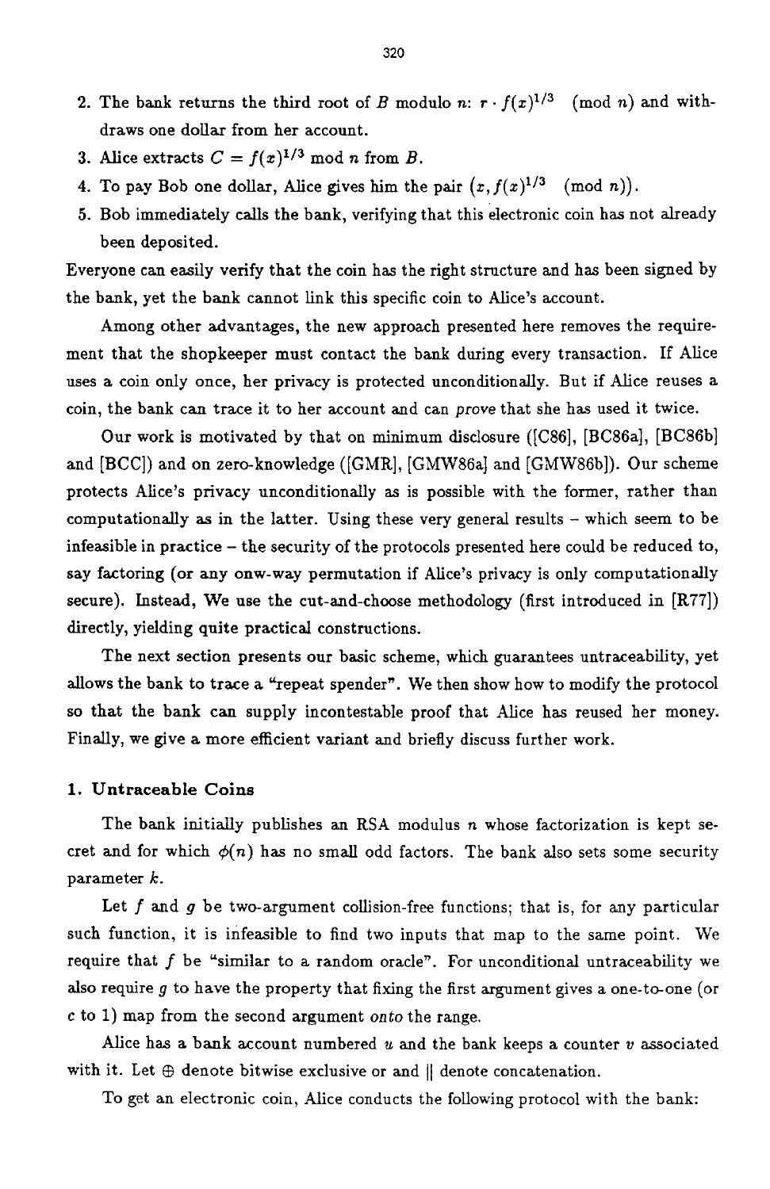2. The bank returns the third root of $B$ modulo $n$: $r \cdot f(x)^{1/3} \pmod{n}$ and withdraws one dollar from her account.
3. Alice extracts $C = f(x)^{1/3} \bmod n$ from $B$.
4. To pay Bob one dollar, Alice gives him the pair $(x, f(x)^{1/3} \pmod{n})$.
5. Bob immediately calls the bank, verifying that this electronic coin has not already been deposited.

Everyone can easily verify that the coin has the right structure and has been signed by the bank, yet the bank cannot link this specific coin to Alice's account.

Among other advantages, the new approach presented here removes the requirement that the shopkeeper must contact the bank during every transaction. If Alice uses a coin only once, her privacy is protected unconditionally. But if Alice reuses a coin, the bank can trace it to her account and can *prove* that she has used it twice.

Our work is motivated by that on minimum disclosure ([C86], [BC86a], [BC86b] and [BCC]) and on zero-knowledge ([GMR], [GMW86a] and [GMW86b]). Our scheme protects Alice's privacy unconditionally as is possible with the former, rather than computationally as in the latter. Using these very general results – which seem to be infeasible in practice – the security of the protocols presented here could be reduced to, say factoring (or any onw-way permutation if Alice's privacy is only computationally secure). Instead, We use the cut-and-choose methodology (first introduced in [R77]) directly, yielding quite practical constructions.

The next section presents our basic scheme, which guarantees untraceability, yet allows the bank to trace a "repeat spender". We then show how to modify the protocol so that the bank can supply incontestable proof that Alice has reused her money. Finally, we give a more efficient variant and briefly discuss further work.

## 1. Untraceable Coins

The bank initially publishes an RSA modulus $n$ whose factorization is kept secret and for which $\phi(n)$ has no small odd factors. The bank also sets some security parameter $k$.

Let $f$ and $g$ be two-argument collision-free functions; that is, for any particular such function, it is infeasible to find two inputs that map to the same point. We require that $f$ be "similar to a random oracle". For unconditional untraceability we also require $g$ to have the property that fixing the first argument gives a one-to-one (or $c$ to 1) map from the second argument *onto* the range.

Alice has a bank account numbered $u$ and the bank keeps a counter $v$ associated with it. Let $\oplus$ denote bitwise exclusive or and $||$ denote concatenation.

To get an electronic coin, Alice conducts the following protocol with the bank: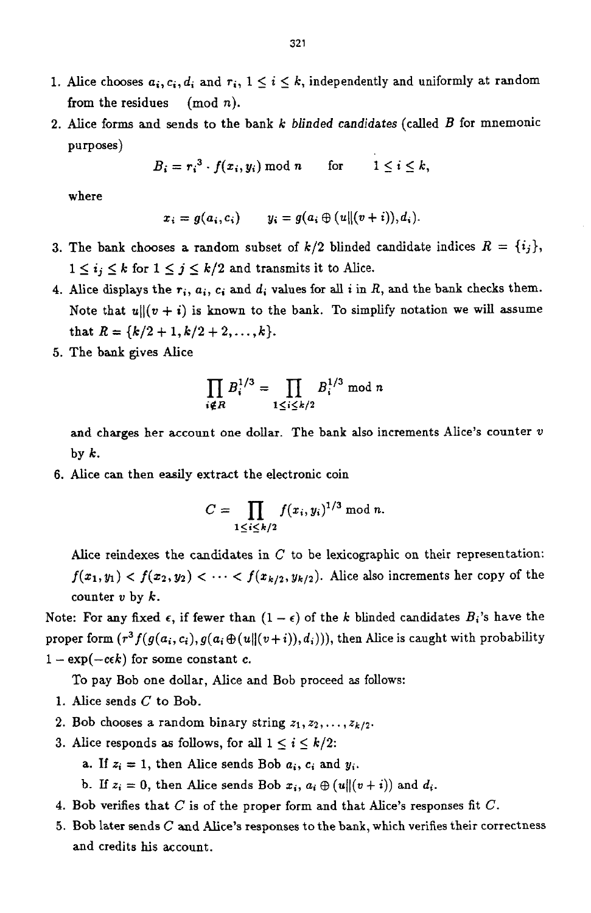1. Alice chooses $a_i, c_i, d_i$ and $r_i$, $1 \le i \le k$, independently and uniformly at random from the residues $\pmod{n}$.
2. Alice forms and sends to the bank $k$ *blinded candidates* (called $B$ for mnemonic purposes)

$$B_i = {r_i}^3 \cdot f(x_i, y_i) \bmod n \qquad \text{for} \qquad 1 \le i \le k,$$

where

$$x_i = g(a_i, c_i) \qquad y_i = g(a_i \oplus (u \| (v+i)), d_i).$$

3. The bank chooses a random subset of $k/2$ blinded candidate indices $R = \{i_j\}$, $1 \le i_j \le k$ for $1 \le j \le k/2$ and transmits it to Alice.
4. Alice displays the $r_i$, $a_i$, $c_i$ and $d_i$ values for all $i$ in $R$, and the bank checks them. Note that $u \| (v+i)$ is known to the bank. To simplify notation we will assume that $R = \{k/2+1, k/2+2, \ldots, k\}$.
5. The bank gives Alice

$$\prod_{i \notin R} B_i^{1/3} = \prod_{1 \le i \le k/2} B_i^{1/3} \bmod n$$

and charges her account one dollar. The bank also increments Alice's counter $v$ by $k$.

6. Alice can then easily extract the electronic coin

$$C = \prod_{1 \le i \le k/2} f(x_i, y_i)^{1/3} \bmod n.$$

Alice reindexes the candidates in $C$ to be lexicographic on their representation: $f(x_1, y_1) < f(x_2, y_2) < \cdots < f(x_{k/2}, y_{k/2})$. Alice also increments her copy of the counter $v$ by $k$.

Note: For any fixed $\epsilon$, if fewer than $(1-\epsilon)$ of the $k$ blinded candidates $B_i$'s have the proper form $(r^3 f(g(a_i, c_i), g(a_i \oplus (u \| (v+i)), d_i)))$, then Alice is caught with probability $1 - \exp(-c\epsilon k)$ for some constant $c$.

To pay Bob one dollar, Alice and Bob proceed as follows:

1. Alice sends $C$ to Bob.
2. Bob chooses a random binary string $z_1, z_2, \ldots, z_{k/2}$.
3. Alice responds as follows, for all $1 \le i \le k/2$:
   a. If $z_i = 1$, then Alice sends Bob $a_i$, $c_i$ and $y_i$.
   b. If $z_i = 0$, then Alice sends Bob $x_i$, $a_i \oplus (u \| (v+i))$ and $d_i$.
4. Bob verifies that $C$ is of the proper form and that Alice's responses fit $C$.
5. Bob later sends $C$ and Alice's responses to the bank, which verifies their correctness and credits his account.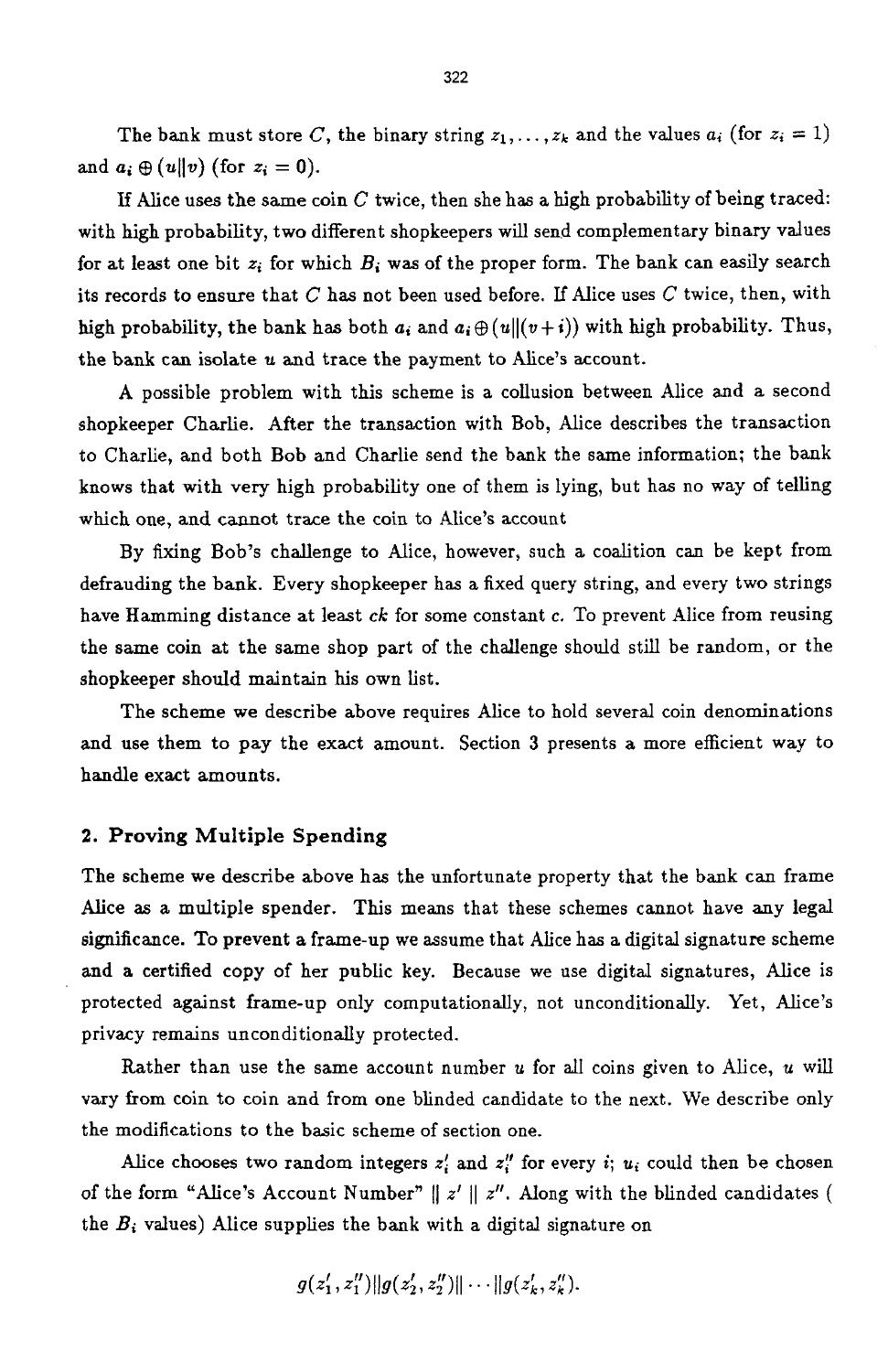The bank must store $C$, the binary string $z_1, \ldots, z_k$ and the values $a_i$ (for $z_i = 1$) and $a_i \oplus (u \| v)$ (for $z_i = 0$).

If Alice uses the same coin $C$ twice, then she has a high probability of being traced: with high probability, two different shopkeepers will send complementary binary values for at least one bit $z_i$ for which $B_i$ was of the proper form. The bank can easily search its records to ensure that $C$ has not been used before. If Alice uses $C$ twice, then, with high probability, the bank has both $a_i$ and $a_i \oplus (u \| (v + i))$ with high probability. Thus, the bank can isolate $u$ and trace the payment to Alice's account.

A possible problem with this scheme is a collusion between Alice and a second shopkeeper Charlie. After the transaction with Bob, Alice describes the transaction to Charlie, and both Bob and Charlie send the bank the same information; the bank knows that with very high probability one of them is lying, but has no way of telling which one, and cannot trace the coin to Alice's account

By fixing Bob's challenge to Alice, however, such a coalition can be kept from defrauding the bank. Every shopkeeper has a fixed query string, and every two strings have Hamming distance at least $ck$ for some constant $c$. To prevent Alice from reusing the same coin at the same shop part of the challenge should still be random, or the shopkeeper should maintain his own list.

The scheme we describe above requires Alice to hold several coin denominations and use them to pay the exact amount. Section 3 presents a more efficient way to handle exact amounts.

## 2. Proving Multiple Spending

The scheme we describe above has the unfortunate property that the bank can frame Alice as a multiple spender. This means that these schemes cannot have any legal significance. To prevent a frame-up we assume that Alice has a digital signature scheme and a certified copy of her public key. Because we use digital signatures, Alice is protected against frame-up only computationally, not unconditionally. Yet, Alice's privacy remains unconditionally protected.

Rather than use the same account number $u$ for all coins given to Alice, $u$ will vary from coin to coin and from one blinded candidate to the next. We describe only the modifications to the basic scheme of section one.

Alice chooses two random integers $z'_i$ and $z''_i$ for every $i$; $u_i$ could then be chosen of the form "Alice's Account Number" $\| \; z' \; \| \; z''$. Along with the blinded candidates ( the $B_i$ values) Alice supplies the bank with a digital signature on

$$g(z'_1, z''_1) \| g(z'_2, z''_2) \| \cdots \| g(z'_k, z''_k).$$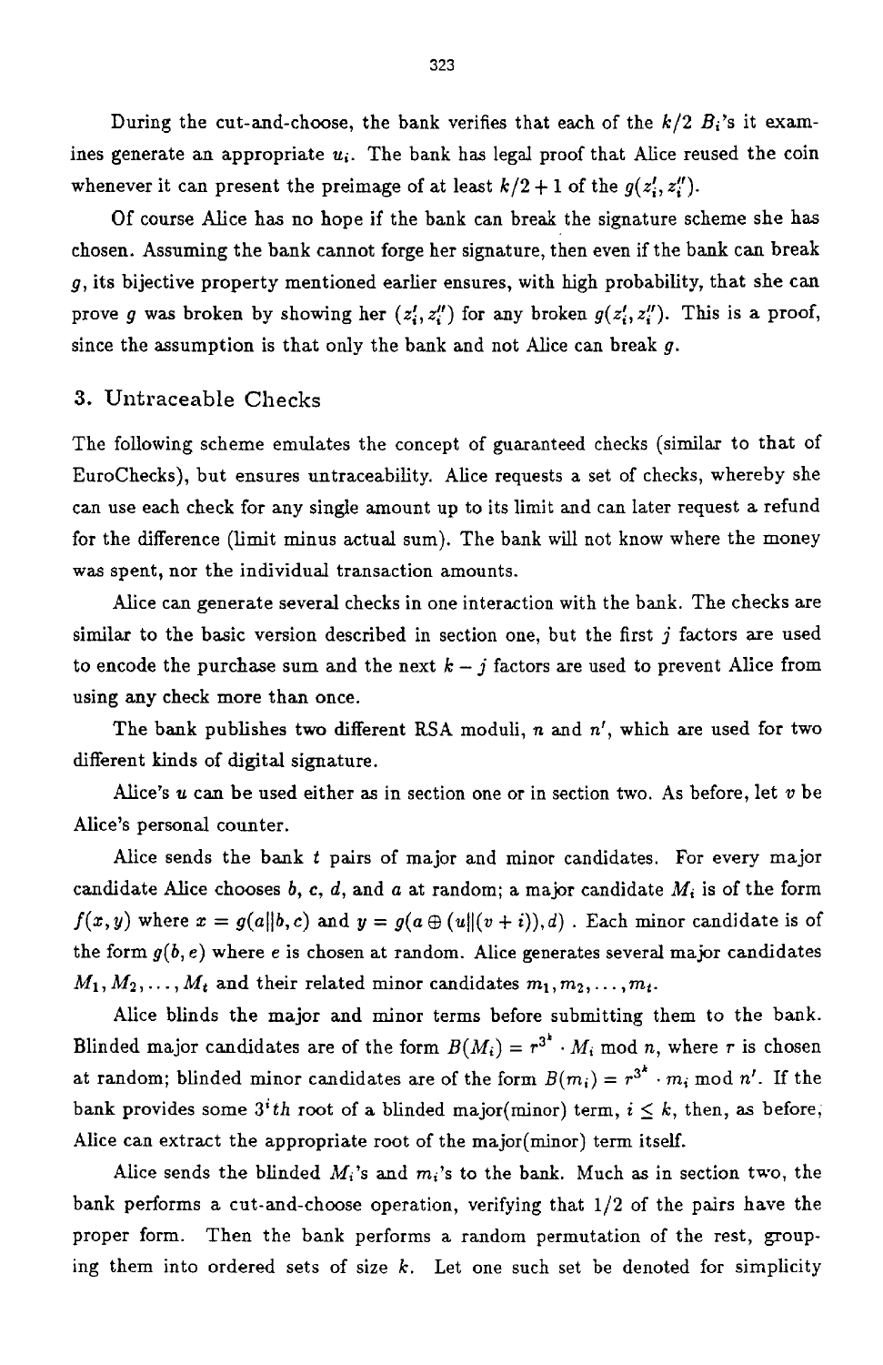During the cut-and-choose, the bank verifies that each of the $k/2$ $B_i$'s it examines generate an appropriate $u_i$. The bank has legal proof that Alice reused the coin whenever it can present the preimage of at least $k/2+1$ of the $g(z_i', z_i'')$.

Of course Alice has no hope if the bank can break the signature scheme she has chosen. Assuming the bank cannot forge her signature, then even if the bank can break $g$, its bijective property mentioned earlier ensures, with high probability, that she can prove $g$ was broken by showing her $(z_i', z_i'')$ for any broken $g(z_i', z_i'')$. This is a proof, since the assumption is that only the bank and not Alice can break $g$.

## 3. Untraceable Checks

The following scheme emulates the concept of guaranteed checks (similar to that of EuroChecks), but ensures untraceability. Alice requests a set of checks, whereby she can use each check for any single amount up to its limit and can later request a refund for the difference (limit minus actual sum). The bank will not know where the money was spent, nor the individual transaction amounts.

Alice can generate several checks in one interaction with the bank. The checks are similar to the basic version described in section one, but the first $j$ factors are used to encode the purchase sum and the next $k-j$ factors are used to prevent Alice from using any check more than once.

The bank publishes two different RSA moduli, $n$ and $n'$, which are used for two different kinds of digital signature.

Alice's $u$ can be used either as in section one or in section two. As before, let $v$ be Alice's personal counter.

Alice sends the bank $t$ pairs of major and minor candidates. For every major candidate Alice chooses $b$, $c$, $d$, and $a$ at random; a major candidate $M_i$ is of the form $f(x, y)$ where $x = g(a \| b, c)$ and $y = g(a \oplus (u \| (v+i)), d)$ . Each minor candidate is of the form $g(b, e)$ where $e$ is chosen at random. Alice generates several major candidates $M_1, M_2, \ldots, M_t$ and their related minor candidates $m_1, m_2, \ldots, m_t$.

Alice blinds the major and minor terms before submitting them to the bank. Blinded major candidates are of the form $B(M_i) = r^{3^k} \cdot M_i \bmod n$, where $r$ is chosen at random; blinded minor candidates are of the form $B(m_i) = r^{3^k} \cdot m_i \bmod n'$. If the bank provides some $3^i th$ root of a blinded major(minor) term, $i \leq k$, then, as before, Alice can extract the appropriate root of the major(minor) term itself.

Alice sends the blinded $M_i$'s and $m_i$'s to the bank. Much as in section two, the bank performs a cut-and-choose operation, verifying that $1/2$ of the pairs have the proper form. Then the bank performs a random permutation of the rest, grouping them into ordered sets of size $k$. Let one such set be denoted for simplicity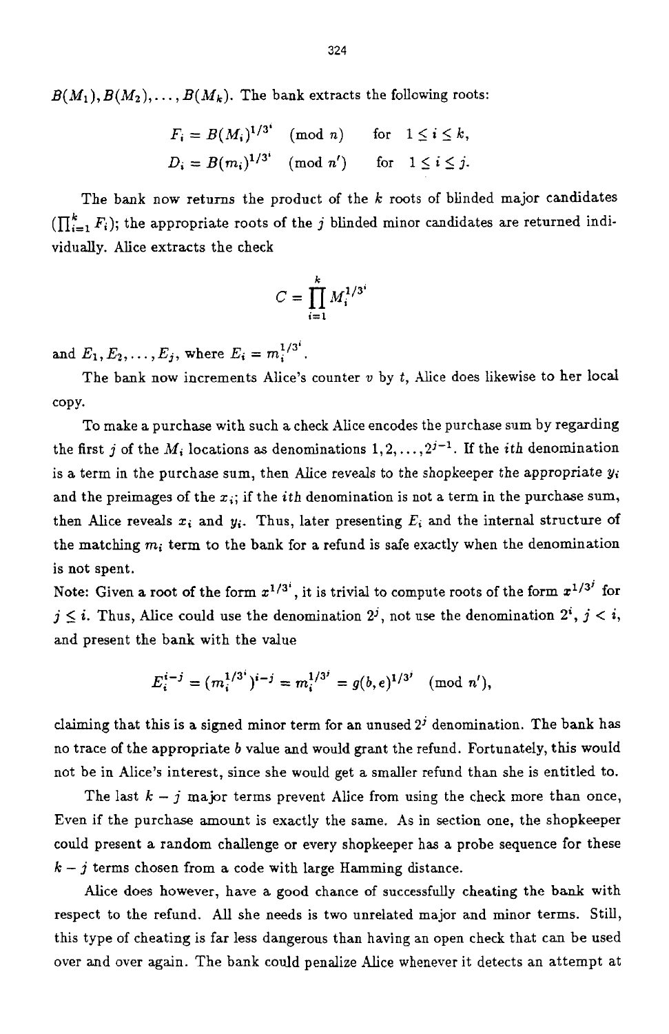$B(M_1), B(M_2), \ldots, B(M_k)$. The bank extracts the following roots:

$$F_i = B(M_i)^{1/3^i} \pmod{n} \quad \text{for} \quad 1 \leq i \leq k,$$
$$D_i = B(m_i)^{1/3^i} \pmod{n'} \quad \text{for} \quad 1 \leq i \leq j.$$

The bank now returns the product of the $k$ roots of blinded major candidates ($\prod_{i=1}^{k} F_i$); the appropriate roots of the $j$ blinded minor candidates are returned individually. Alice extracts the check

$$C = \prod_{i=1}^{k} M_i^{1/3^i}$$

and $E_1, E_2, \ldots, E_j$, where $E_i = m_i^{1/3^i}$.

The bank now increments Alice's counter $v$ by $t$, Alice does likewise to her local copy.

To make a purchase with such a check Alice encodes the purchase sum by regarding the first $j$ of the $M_i$ locations as denominations $1, 2, \ldots, 2^{j-1}$. If the *ith* denomination is a term in the purchase sum, then Alice reveals to the shopkeeper the appropriate $y_i$ and the preimages of the $x_i$; if the *ith* denomination is not a term in the purchase sum, then Alice reveals $x_i$ and $y_i$. Thus, later presenting $E_i$ and the internal structure of the matching $m_i$ term to the bank for a refund is safe exactly when the denomination is not spent.

Note: Given a root of the form $x^{1/3^i}$, it is trivial to compute roots of the form $x^{1/3^j}$ for $j \leq i$. Thus, Alice could use the denomination $2^j$, not use the denomination $2^i$, $j < i$, and present the bank with the value

$$E_i^{i-j} = (m_i^{1/3^i})^{i-j} = m_i^{1/3^j} = g(b, e)^{1/3^j} \pmod{n'},$$

claiming that this is a signed minor term for an unused $2^j$ denomination. The bank has no trace of the appropriate $b$ value and would grant the refund. Fortunately, this would not be in Alice's interest, since she would get a smaller refund than she is entitled to.

The last $k - j$ major terms prevent Alice from using the check more than once, Even if the purchase amount is exactly the same. As in section one, the shopkeeper could present a random challenge or every shopkeeper has a probe sequence for these $k - j$ terms chosen from a code with large Hamming distance.

Alice does however, have a good chance of successfully cheating the bank with respect to the refund. All she needs is two unrelated major and minor terms. Still, this type of cheating is far less dangerous than having an open check that can be used over and over again. The bank could penalize Alice whenever it detects an attempt at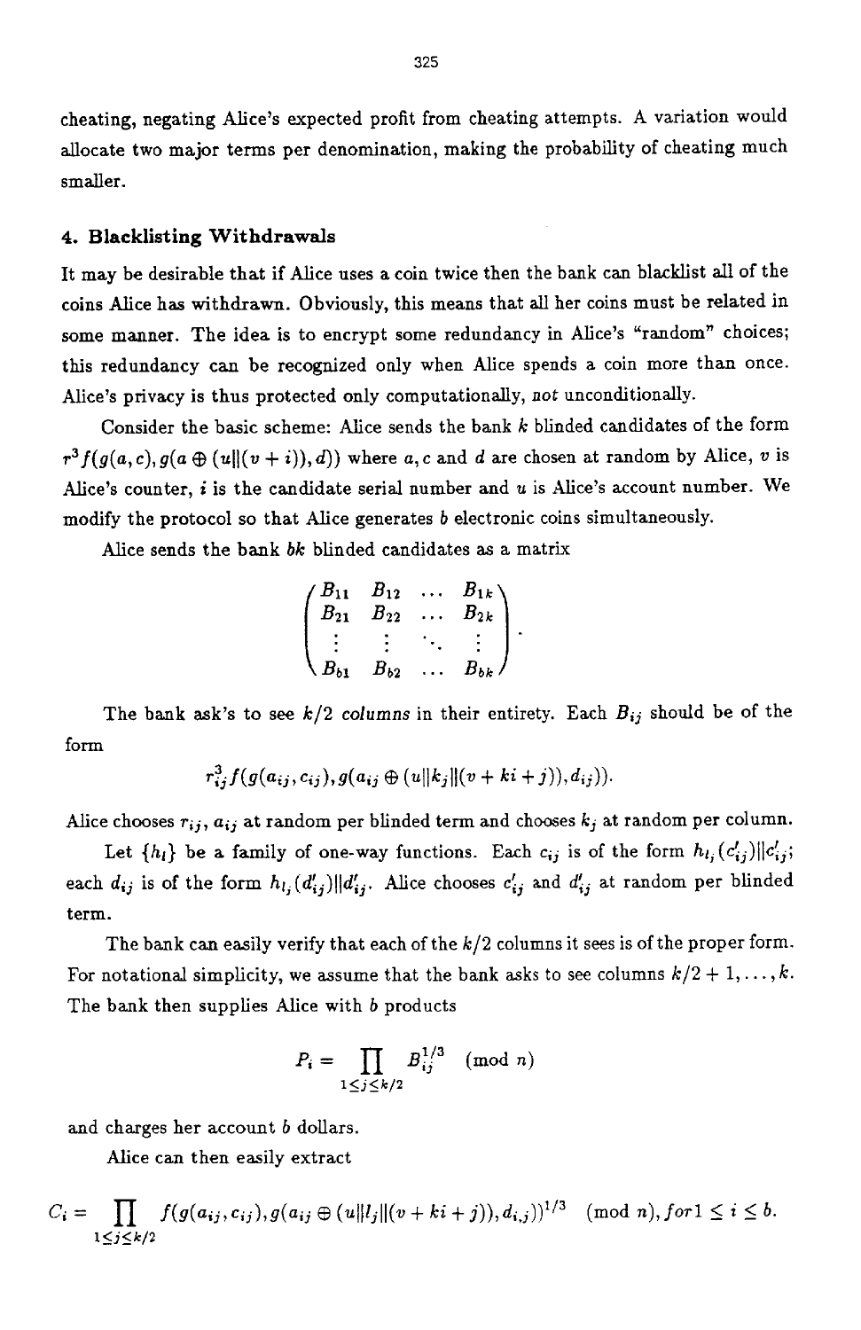cheating, negating Alice's expected profit from cheating attempts. A variation would allocate two major terms per denomination, making the probability of cheating much smaller.

## 4. Blacklisting Withdrawals

It may be desirable that if Alice uses a coin twice then the bank can blacklist all of the coins Alice has withdrawn. Obviously, this means that all her coins must be related in some manner. The idea is to encrypt some redundancy in Alice's "random" choices; this redundancy can be recognized only when Alice spends a coin more than once. Alice's privacy is thus protected only computationally, *not* unconditionally.

Consider the basic scheme: Alice sends the bank $k$ blinded candidates of the form $r^3 f(g(a,c), g(a \oplus (u \| (v+i)), d))$ where $a, c$ and $d$ are chosen at random by Alice, $v$ is Alice's counter, $i$ is the candidate serial number and $u$ is Alice's account number. We modify the protocol so that Alice generates $b$ electronic coins simultaneously.

Alice sends the bank $bk$ blinded candidates as a matrix

$$\begin{pmatrix} B_{11} & B_{12} & \dots & B_{1k} \\ B_{21} & B_{22} & \dots & B_{2k} \\ \vdots & \vdots & \ddots & \vdots \\ B_{b1} & B_{b2} & \dots & B_{bk} \end{pmatrix}.$$

The bank ask's to see $k/2$ *columns* in their entirety. Each $B_{ij}$ should be of the form

$$r_{ij}^3 f(g(a_{ij}, c_{ij}), g(a_{ij} \oplus (u \| k_j \| (v + ki + j)), d_{ij})).$$

Alice chooses $r_{ij}$, $a_{ij}$ at random per blinded term and chooses $k_j$ at random per column.

Let $\{h_l\}$ be a family of one-way functions. Each $c_{ij}$ is of the form $h_{l_j}(c'_{ij}) \| c'_{ij}$; each $d_{ij}$ is of the form $h_{l_j}(d'_{ij}) \| d'_{ij}$. Alice chooses $c'_{ij}$ and $d'_{ij}$ at random per blinded term.

The bank can easily verify that each of the $k/2$ columns it sees is of the proper form. For notational simplicity, we assume that the bank asks to see columns $k/2+1, \dots, k$. The bank then supplies Alice with $b$ products

$$P_i = \prod_{1 \le j \le k/2} B_{ij}^{1/3} \pmod{n}$$

and charges her account $b$ dollars.

Alice can then easily extract

$$C_i = \prod_{1 \le j \le k/2} f(g(a_{ij}, c_{ij}), g(a_{ij} \oplus (u \| l_j \| (v + ki + j)), d_{i,j}))^{1/3} \pmod{n}, for 1 \le i \le b.$$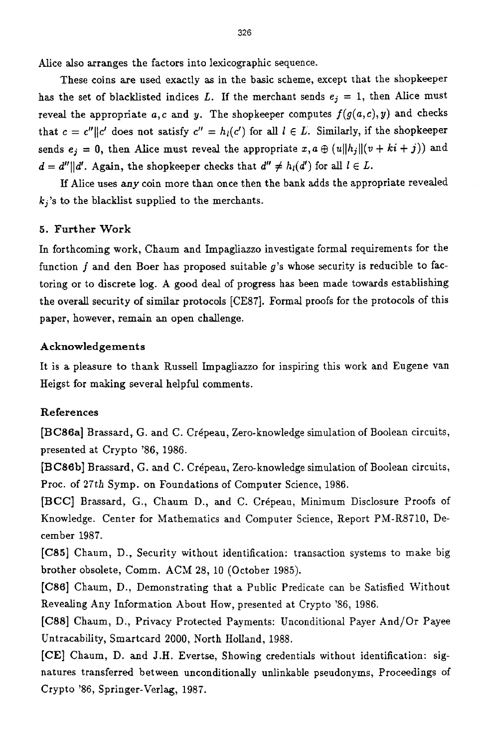Alice also arranges the factors into lexicographic sequence.

These coins are used exactly as in the basic scheme, except that the shopkeeper has the set of blacklisted indices $L$. If the merchant sends $e_j = 1$, then Alice must reveal the appropriate $a, c$ and $y$. The shopkeeper computes $f(g(a,c), y)$ and checks that $c = c''||c'$ does not satisfy $c'' = h_l(c')$ for all $l \in L$. Similarly, if the shopkeeper sends $e_j = 0$, then Alice must reveal the appropriate $x, a \oplus (u||h_j||(v + ki + j))$ and $d = d''||d'$. Again, the shopkeeper checks that $d'' \neq h_l(d')$ for all $l \in L$.

If Alice uses *any* coin more than once then the bank adds the appropriate revealed $k_j$'s to the blacklist supplied to the merchants.

## 5. Further Work

In forthcoming work, Chaum and Impagliazzo investigate formal requirements for the function $f$ and den Boer has proposed suitable $g$'s whose security is reducible to factoring or to discrete log. A good deal of progress has been made towards establishing the overall security of similar protocols [CE87]. Formal proofs for the protocols of this paper, however, remain an open challenge.

### Acknowledgements

It is a pleasure to thank Russell Impagliazzo for inspiring this work and Eugene van Heigst for making several helpful comments.

### References

[BC86a] Brassard, G. and C. Crépeau, Zero-knowledge simulation of Boolean circuits, presented at Crypto '86, 1986.

[BC86b] Brassard, G. and C. Crépeau, Zero-knowledge simulation of Boolean circuits, Proc. of 27*th* Symp. on Foundations of Computer Science, 1986.

[BCC] Brassard, G., Chaum D., and C. Crépeau, Minimum Disclosure Proofs of Knowledge. Center for Mathematics and Computer Science, Report PM-R8710, December 1987.

[C85] Chaum, D., Security without identification: transaction systems to make big brother obsolete, Comm. ACM 28, 10 (October 1985).

[C86] Chaum, D., Demonstrating that a Public Predicate can be Satisfied Without Revealing Any Information About How, presented at Crypto '86, 1986.

[C88] Chaum, D., Privacy Protected Payments: Unconditional Payer And/Or Payee Untracability, Smartcard 2000, North Holland, 1988.

[CE] Chaum, D. and J.H. Evertse, Showing credentials without identification: signatures transferred between unconditionally unlinkable pseudonyms, Proceedings of Crypto '86, Springer-Verlag, 1987.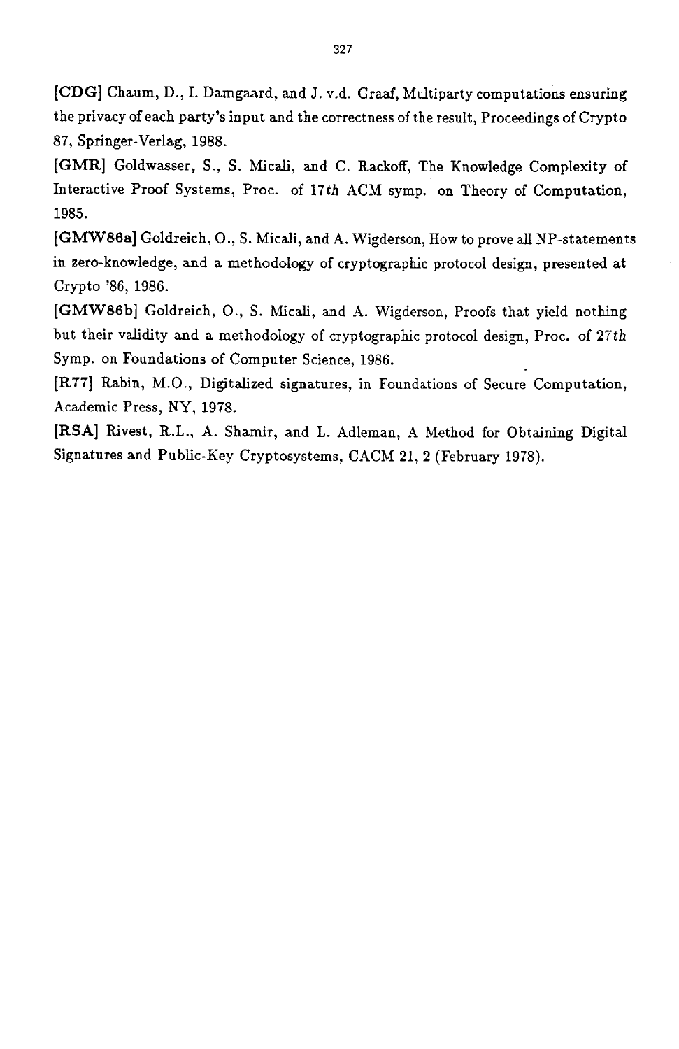**[CDG]** Chaum, D., I. Damgaard, and J. v.d. Graaf, Multiparty computations ensuring the privacy of each party's input and the correctness of the result, Proceedings of Crypto 87, Springer-Verlag, 1988.

**[GMR]** Goldwasser, S., S. Micali, and C. Rackoff, The Knowledge Complexity of Interactive Proof Systems, Proc. of 17*th* ACM symp. on Theory of Computation, 1985.

**[GMW86a]** Goldreich, O., S. Micali, and A. Wigderson, How to prove all NP-statements in zero-knowledge, and a methodology of cryptographic protocol design, presented at Crypto '86, 1986.

**[GMW86b]** Goldreich, O., S. Micali, and A. Wigderson, Proofs that yield nothing but their validity and a methodology of cryptographic protocol design, Proc. of 27*th* Symp. on Foundations of Computer Science, 1986.

**[R77]** Rabin, M.O., Digitalized signatures, in Foundations of Secure Computation, Academic Press, NY, 1978.

**[RSA]** Rivest, R.L., A. Shamir, and L. Adleman, A Method for Obtaining Digital Signatures and Public-Key Cryptosystems, CACM 21, 2 (February 1978).